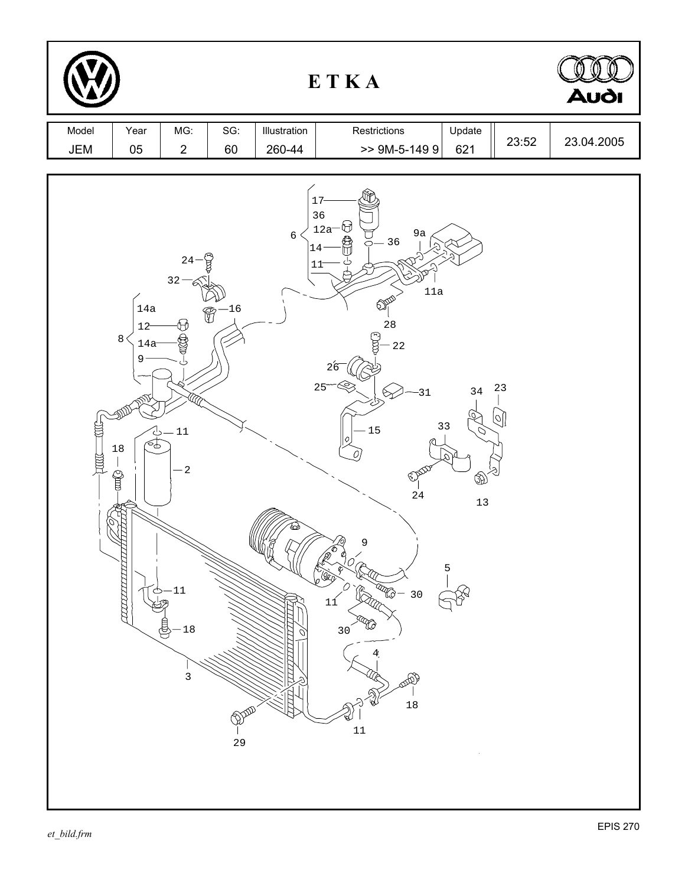# E T K A

| Model | Year | MG: | SG: | Illustration | Restrictions | Update | | |
|---|---|---|---|---|---|---|---|---|
| JEM | 05 | 2 | 60 | 260-44 | >> 9M-5-149 9 | 621 | 23:52 | 23.04.2005 |

17, 36, 12a, 6, 14, 11, 9a, 36, 11a, 24, 32, 28, 14a, 16, 12, 22, 8, 14a, 9, 26, 25, 31, 34, 23, 11, 15, 33, 18, 2, 24, 13, 9, 5, 11, 11, 30, 18, 30, 4, 3, 18, 29, 11

EPIS 270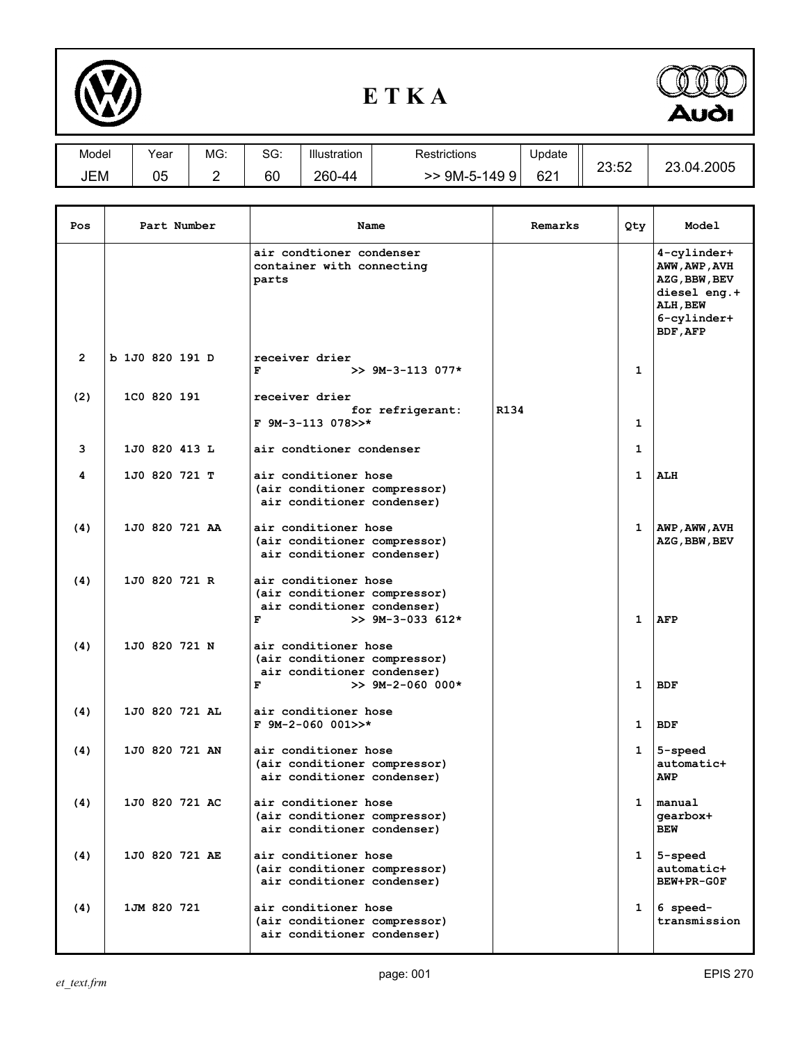# E T K A

| Model | Year | MG: | SG: | Illustration | Restrictions | Update | | |
|---|---|---|---|---|---|---|---|---|
| JEM | 05 | 2 | 60 | 260-44 | >> 9M-5-149 9 | 621 | 23:52 | 23.04.2005 |

| Pos | Part Number | Name | Remarks | Qty | Model |
|---|---|---|---|---|---|
| | | air condtioner condenser container with connecting parts | | | 4-cylinder+ AWW,AWP,AVH AZG,BBW,BEV diesel eng.+ ALH,BEW 6-cylinder+ BDF,AFP |
| 2 | b 1J0 820 191 D | receiver drier<br>F >> 9M-3-113 077* | | 1 | |
| (2) | 1C0 820 191 | receiver drier<br>for refrigerant:<br>F 9M-3-113 078>>* | R134 | 1 | |
| 3 | 1J0 820 413 L | air condtioner condenser | | 1 | |
| 4 | 1J0 820 721 T | air conditioner hose (air conditioner compressor air conditioner condenser) | | 1 | ALH |
| (4) | 1J0 820 721 AA | air conditioner hose (air conditioner compressor air conditioner condenser) | | 1 | AWP,AWW,AVH AZG,BBW,BEV |
| (4) | 1J0 820 721 R | air conditioner hose (air conditioner compressor air conditioner condenser)<br>F >> 9M-3-033 612* | | 1 | AFP |
| (4) | 1J0 820 721 N | air conditioner hose (air conditioner compressor air conditioner condenser)<br>F >> 9M-2-060 000* | | 1 | BDF |
| (4) | 1J0 820 721 AL | air conditioner hose<br>F 9M-2-060 001>>* | | 1 | BDF |
| (4) | 1J0 820 721 AN | air conditioner hose (air conditioner compressor air conditioner condenser) | | 1 | 5-speed automatic+ AWP |
| (4) | 1J0 820 721 AC | air conditioner hose (air conditioner compressor air conditioner condenser) | | 1 | manual gearbox+ BEW |
| (4) | 1J0 820 721 AE | air conditioner hose (air conditioner compressor air conditioner condenser) | | 1 | 5-speed automatic+ BEW+PR-G0F |
| (4) | 1JM 820 721 | air conditioner hose (air conditioner compressor air conditioner condenser) | | 1 | 6 speed-transmission |

et_text.frm

EPIS 270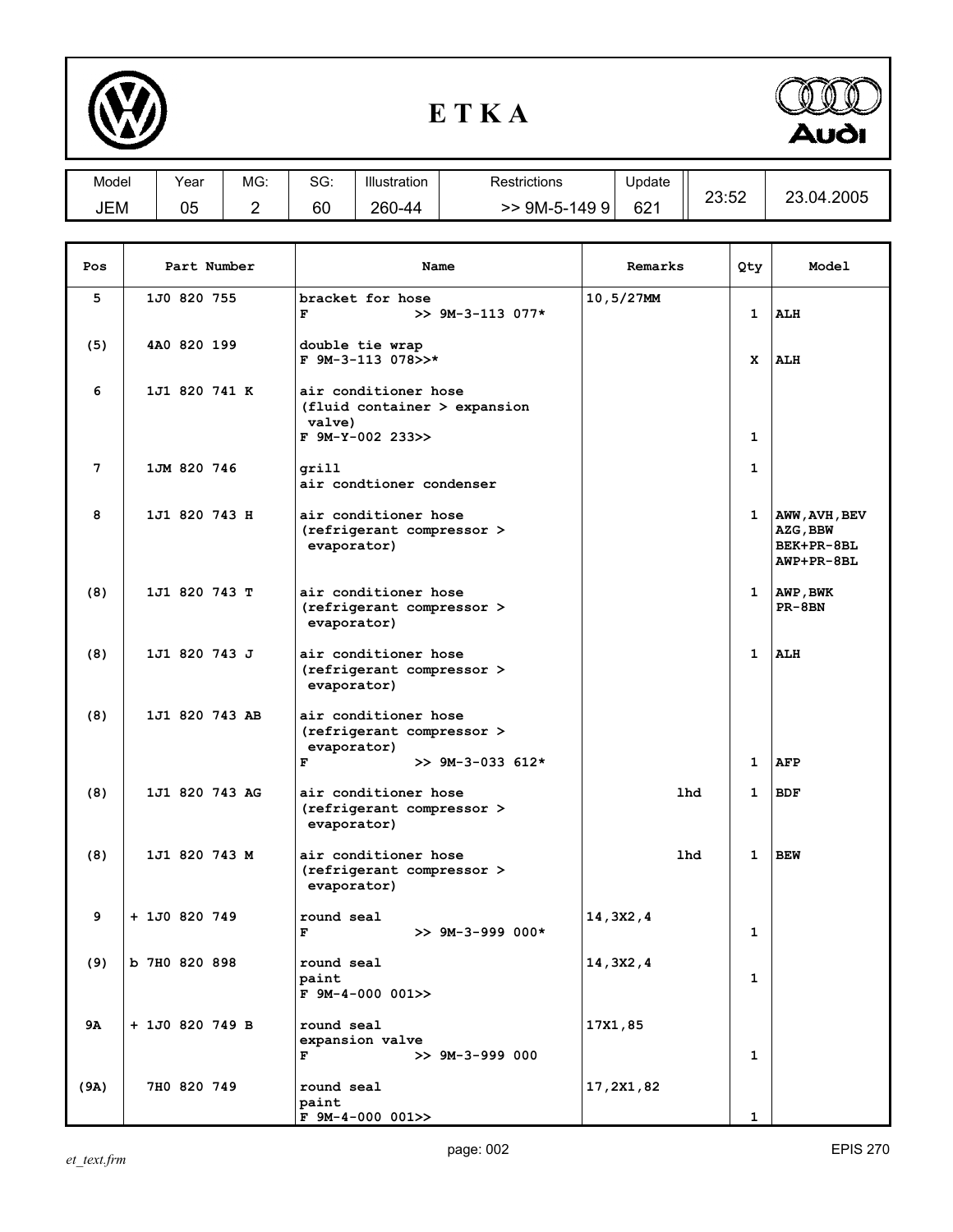# E T K A

| Model | Year | MG: | SG: | Illustration | Restrictions | Update | | |
|---|---|---|---|---|---|---|---|---|
| JEM | 05 | 2 | 60 | 260-44 | >> 9M-5-149 9 | 621 | 23:52 | 23.04.2005 |

| Pos | Part Number | Name | Remarks | Qty | Model |
|---|---|---|---|---|---|
| 5 | 1J0 820 755 | bracket for hose<br>F >> 9M-3-113 077* | 10,5/27MM | 1 | ALH |
| (5) | 4A0 820 199 | double tie wrap<br>F 9M-3-113 078>>* | | X | ALH |
| 6 | 1J1 820 741 K | air conditioner hose<br>(fluid container > expansion valve)<br>F 9M-Y-002 233>> | | 1 | |
| 7 | 1JM 820 746 | grill<br>air condtioner condenser | | 1 | |
| 8 | 1J1 820 743 H | air conditioner hose<br>(refrigerant compressor > evaporator) | | 1 | AWW,AVH,BEV<br>AZG,BBW<br>BEK+PR-8BL<br>AWP+PR-8BL |
| (8) | 1J1 820 743 T | air conditioner hose<br>(refrigerant compressor > evaporator) | | 1 | AWP,BWK<br>PR-8BN |
| (8) | 1J1 820 743 J | air conditioner hose<br>(refrigerant compressor > evaporator) | | 1 | ALH |
| (8) | 1J1 820 743 AB | air conditioner hose<br>(refrigerant compressor > evaporator)<br>F >> 9M-3-033 612* | | 1 | AFP |
| (8) | 1J1 820 743 AG | air conditioner hose<br>(refrigerant compressor > evaporator) | lhd | 1 | BDF |
| (8) | 1J1 820 743 M | air conditioner hose<br>(refrigerant compressor > evaporator) | lhd | 1 | BEW |
| 9 | + 1J0 820 749 | round seal<br>F >> 9M-3-999 000* | 14,3X2,4 | 1 | |
| (9) | b 7H0 820 898 | round seal<br>paint<br>F 9M-4-000 001>> | 14,3X2,4 | 1 | |
| 9A | + 1J0 820 749 B | round seal<br>expansion valve<br>F >> 9M-3-999 000 | 17X1,85 | 1 | |
| (9A) | 7H0 820 749 | round seal<br>paint<br>F 9M-4-000 001>> | 17,2X1,82 | 1 | |

et_text.frm EPIS 270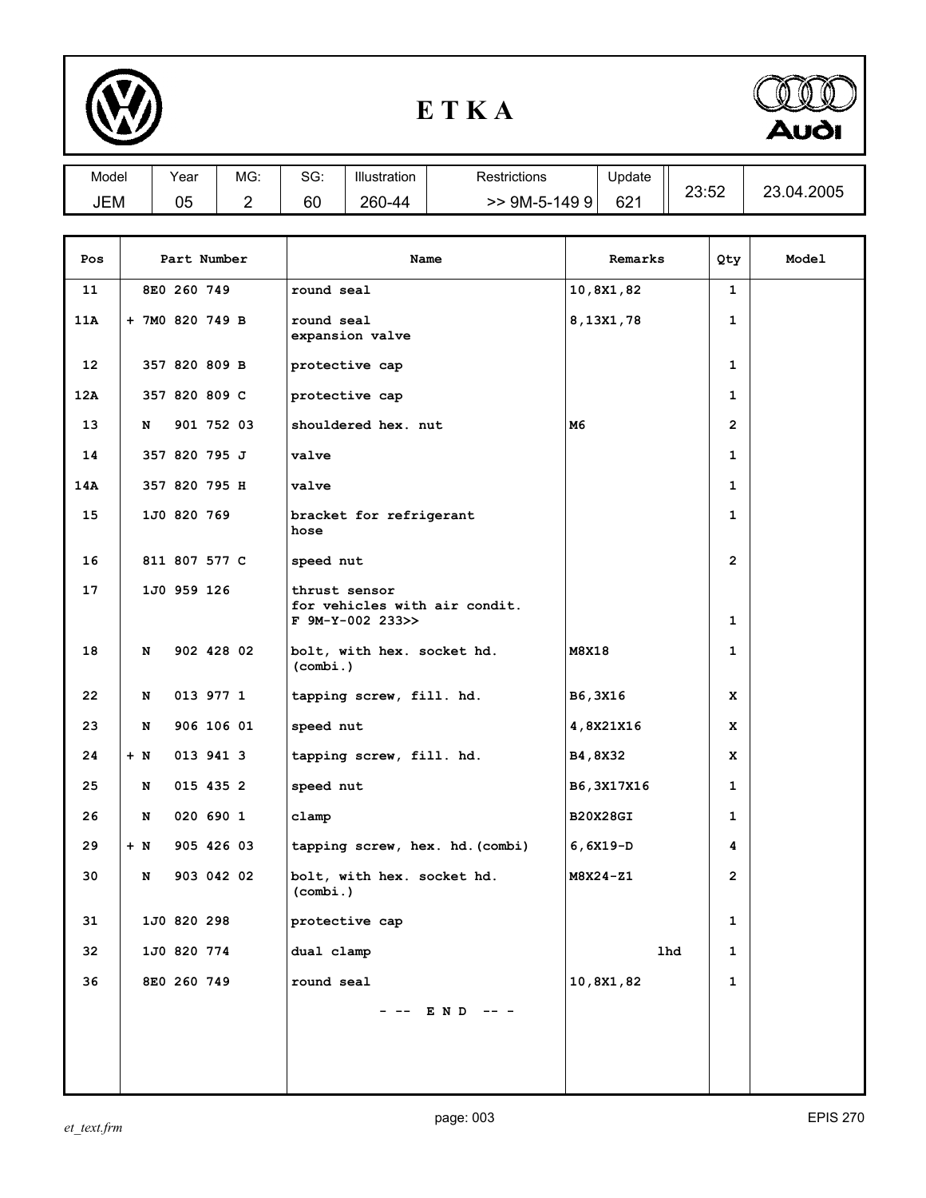# ETKA

| Model | Year | MG: | SG: | Illustration | Restrictions | Update | | |
|---|---|---|---|---|---|---|---|---|
| JEM | 05 | 2 | 60 | 260-44 | >> 9M-5-149 9 | 621 | 23:52 | 23.04.2005 |

| Pos | Part Number | Name | Remarks | Qty | Model |
|---|---|---|---|---|---|
| 11 | 8E0 260 749 | round seal | 10,8X1,82 | 1 | |
| 11A | + 7M0 820 749 B | round seal<br>expansion valve | 8,13X1,78 | 1 | |
| 12 | 357 820 809 B | protective cap | | 1 | |
| 12A | 357 820 809 C | protective cap | | 1 | |
| 13 | N 901 752 03 | shouldered hex. nut | M6 | 2 | |
| 14 | 357 820 795 J | valve | | 1 | |
| 14A | 357 820 795 H | valve | | 1 | |
| 15 | 1J0 820 769 | bracket for refrigerant hose | | 1 | |
| 16 | 811 807 577 C | speed nut | | 2 | |
| 17 | 1J0 959 126 | thrust sensor<br>for vehicles with air condit.<br>F 9M-Y-002 233>> | | 1 | |
| 18 | N 902 428 02 | bolt, with hex. socket hd. (combi.) | M8X18 | 1 | |
| 22 | N 013 977 1 | tapping screw, fill. hd. | B6,3X16 | X | |
| 23 | N 906 106 01 | speed nut | 4,8X21X16 | X | |
| 24 | + N 013 941 3 | tapping screw, fill. hd. | B4,8X32 | X | |
| 25 | N 015 435 2 | speed nut | B6,3X17X16 | 1 | |
| 26 | N 020 690 1 | clamp | B20X28GI | 1 | |
| 29 | + N 905 426 03 | tapping screw, hex. hd.(combi) | 6,6X19-D | 4 | |
| 30 | N 903 042 02 | bolt, with hex. socket hd. (combi.) | M8X24-Z1 | 2 | |
| 31 | 1J0 820 298 | protective cap | | 1 | |
| 32 | 1J0 820 774 | dual clamp | lhd | 1 | |
| 36 | 8E0 260 749 | round seal | 10,8X1,82 | 1 | |
| | | - -- E N D -- - | | | |